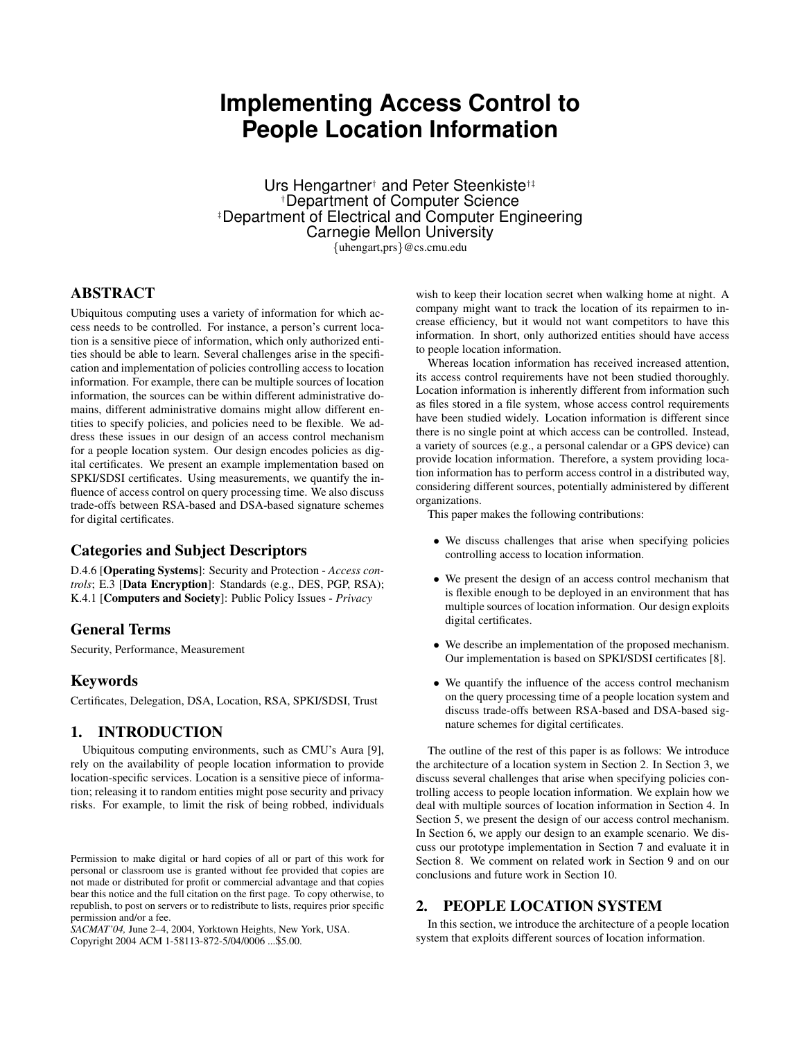# Implementing Access Control to People Location Information

Urs Hengartner[†] and Peter Steenkiste[†‡]
[†]Department of Computer Science
[‡]Department of Electrical and Computer Engineering
Carnegie Mellon University
{uhengart,prs}@cs.cmu.edu

## ABSTRACT

Ubiquitous computing uses a variety of information for which access needs to be controlled. For instance, a person's current location is a sensitive piece of information, which only authorized entities should be able to learn. Several challenges arise in the specification and implementation of policies controlling access to location information. For example, there can be multiple sources of location information, the sources can be within different administrative domains, different administrative domains might allow different entities to specify policies, and policies need to be flexible. We address these issues in our design of an access control mechanism for a people location system. Our design encodes policies as digital certificates. We present an example implementation based on SPKI/SDSI certificates. Using measurements, we quantify the influence of access control on query processing time. We also discuss trade-offs between RSA-based and DSA-based signature schemes for digital certificates.

### Categories and Subject Descriptors

D.4.6 [**Operating Systems**]: Security and Protection - *Access controls*; E.3 [**Data Encryption**]: Standards (e.g., DES, PGP, RSA); K.4.1 [**Computers and Society**]: Public Policy Issues - *Privacy*

### General Terms

Security, Performance, Measurement

### Keywords

Certificates, Delegation, DSA, Location, RSA, SPKI/SDSI, Trust

## 1. INTRODUCTION

Ubiquitous computing environments, such as CMU's Aura [9], rely on the availability of people location information to provide location-specific services. Location is a sensitive piece of information; releasing it to random entities might pose security and privacy risks. For example, to limit the risk of being robbed, individuals wish to keep their location secret when walking home at night. A company might want to track the location of its repairmen to increase efficiency, but it would not want competitors to have this information. In short, only authorized entities should have access to people location information.

Whereas location information has received increased attention, its access control requirements have not been studied thoroughly. Location information is inherently different from information such as files stored in a file system, whose access control requirements have been studied widely. Location information is different since there is no single point at which access can be controlled. Instead, a variety of sources (e.g., a personal calendar or a GPS device) can provide location information. Therefore, a system providing location information has to perform access control in a distributed way, considering different sources, potentially administered by different organizations.

This paper makes the following contributions:

- We discuss challenges that arise when specifying policies controlling access to location information.
- We present the design of an access control mechanism that is flexible enough to be deployed in an environment that has multiple sources of location information. Our design exploits digital certificates.
- We describe an implementation of the proposed mechanism. Our implementation is based on SPKI/SDSI certificates [8].
- We quantify the influence of the access control mechanism on the query processing time of a people location system and discuss trade-offs between RSA-based and DSA-based signature schemes for digital certificates.

The outline of the rest of this paper is as follows: We introduce the architecture of a location system in Section 2. In Section 3, we discuss several challenges that arise when specifying policies controlling access to people location information. We explain how we deal with multiple sources of location information in Section 4. In Section 5, we present the design of our access control mechanism. In Section 6, we apply our design to an example scenario. We discuss our prototype implementation in Section 7 and evaluate it in Section 8. We comment on related work in Section 9 and on our conclusions and future work in Section 10.

## 2. PEOPLE LOCATION SYSTEM

In this section, we introduce the architecture of a people location system that exploits different sources of location information.

Permission to make digital or hard copies of all or part of this work for personal or classroom use is granted without fee provided that copies are not made or distributed for profit or commercial advantage and that copies bear this notice and the full citation on the first page. To copy otherwise, to republish, to post on servers or to redistribute to lists, requires prior specific permission and/or a fee.
*SACMAT'04,* June 2–4, 2004, Yorktown Heights, New York, USA.
Copyright 2004 ACM 1-58113-872-5/04/0006 ...$5.00.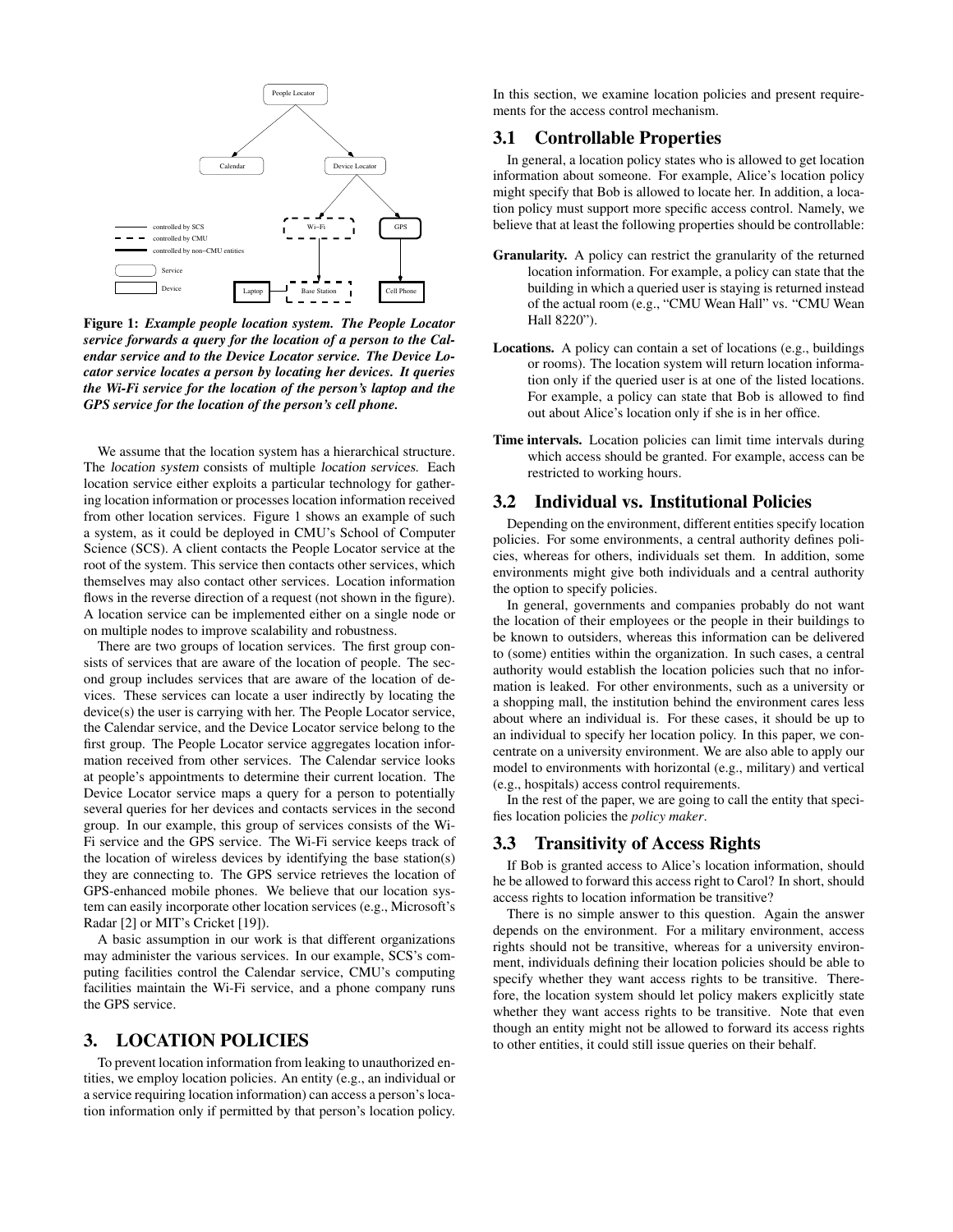People Locator

Calendar

Device Locator

Wi-Fi

GPS

Laptop

Base Station

Cell Phone

controlled by SCS

controlled by CMU

controlled by non-CMU entities

Service

Device

**Figure 1:** ***Example people location system. The People Locator service forwards a query for the location of a person to the Calendar service and to the Device Locator service. The Device Locator service locates a person by locating her devices. It queries the Wi-Fi service for the location of the person's laptop and the GPS service for the location of the person's cell phone.***

We assume that the location system has a hierarchical structure. The *location system* consists of multiple *location services*. Each location service either exploits a particular technology for gathering location information or processes location information received from other location services. Figure 1 shows an example of such a system, as it could be deployed in CMU's School of Computer Science (SCS). A client contacts the People Locator service at the root of the system. This service then contacts other services, which themselves may also contact other services. Location information flows in the reverse direction of a request (not shown in the figure). A location service can be implemented either on a single node or on multiple nodes to improve scalability and robustness.

There are two groups of location services. The first group consists of services that are aware of the location of people. The second group includes services that are aware of the location of devices. These services can locate a user indirectly by locating the device(s) the user is carrying with her. The People Locator service, the Calendar service, and the Device Locator service belong to the first group. The People Locator service aggregates location information received from other services. The Calendar service looks at people's appointments to determine their current location. The Device Locator service maps a query for a person to potentially several queries for her devices and contacts services in the second group. In our example, this group of services consists of the Wi-Fi service and the GPS service. The Wi-Fi service keeps track of the location of wireless devices by identifying the base station(s) they are connecting to. The GPS service retrieves the location of GPS-enhanced mobile phones. We believe that our location system can easily incorporate other location services (e.g., Microsoft's Radar [2] or MIT's Cricket [19]).

A basic assumption in our work is that different organizations may administer the various services. In our example, SCS's computing facilities control the Calendar service, CMU's computing facilities maintain the Wi-Fi service, and a phone company runs the GPS service.

# 3. LOCATION POLICIES

To prevent location information from leaking to unauthorized entities, we employ location policies. An entity (e.g., an individual or a service requiring location information) can access a person's location information only if permitted by that person's location policy. In this section, we examine location policies and present requirements for the access control mechanism.

## 3.1 Controllable Properties

In general, a location policy states who is allowed to get location information about someone. For example, Alice's location policy might specify that Bob is allowed to locate her. In addition, a location policy must support more specific access control. Namely, we believe that at least the following properties should be controllable:

**Granularity.** A policy can restrict the granularity of the returned location information. For example, a policy can state that the building in which a queried user is staying is returned instead of the actual room (e.g., "CMU Wean Hall" vs. "CMU Wean Hall 8220").

**Locations.** A policy can contain a set of locations (e.g., buildings or rooms). The location system will return location information only if the queried user is at one of the listed locations. For example, a policy can state that Bob is allowed to find out about Alice's location only if she is in her office.

**Time intervals.** Location policies can limit time intervals during which access should be granted. For example, access can be restricted to working hours.

## 3.2 Individual vs. Institutional Policies

Depending on the environment, different entities specify location policies. For some environments, a central authority defines policies, whereas for others, individuals set them. In addition, some environments might give both individuals and a central authority the option to specify policies.

In general, governments and companies probably do not want the location of their employees or the people in their buildings to be known to outsiders, whereas this information can be delivered to (some) entities within the organization. In such cases, a central authority would establish the location policies such that no information is leaked. For other environments, such as a university or a shopping mall, the institution behind the environment cares less about where an individual is. For these cases, it should be up to an individual to specify her location policy. In this paper, we concentrate on a university environment. We are also able to apply our model to environments with horizontal (e.g., military) and vertical (e.g., hospitals) access control requirements.

In the rest of the paper, we are going to call the entity that specifies location policies the *policy maker*.

## 3.3 Transitivity of Access Rights

If Bob is granted access to Alice's location information, should he be allowed to forward this access right to Carol? In short, should access rights to location information be transitive?

There is no simple answer to this question. Again the answer depends on the environment. For a military environment, access rights should not be transitive, whereas for a university environment, individuals defining their location policies should be able to specify whether they want access rights to be transitive. Therefore, the location system should let policy makers explicitly state whether they want access rights to be transitive. Note that even though an entity might not be allowed to forward its access rights to other entities, it could still issue queries on their behalf.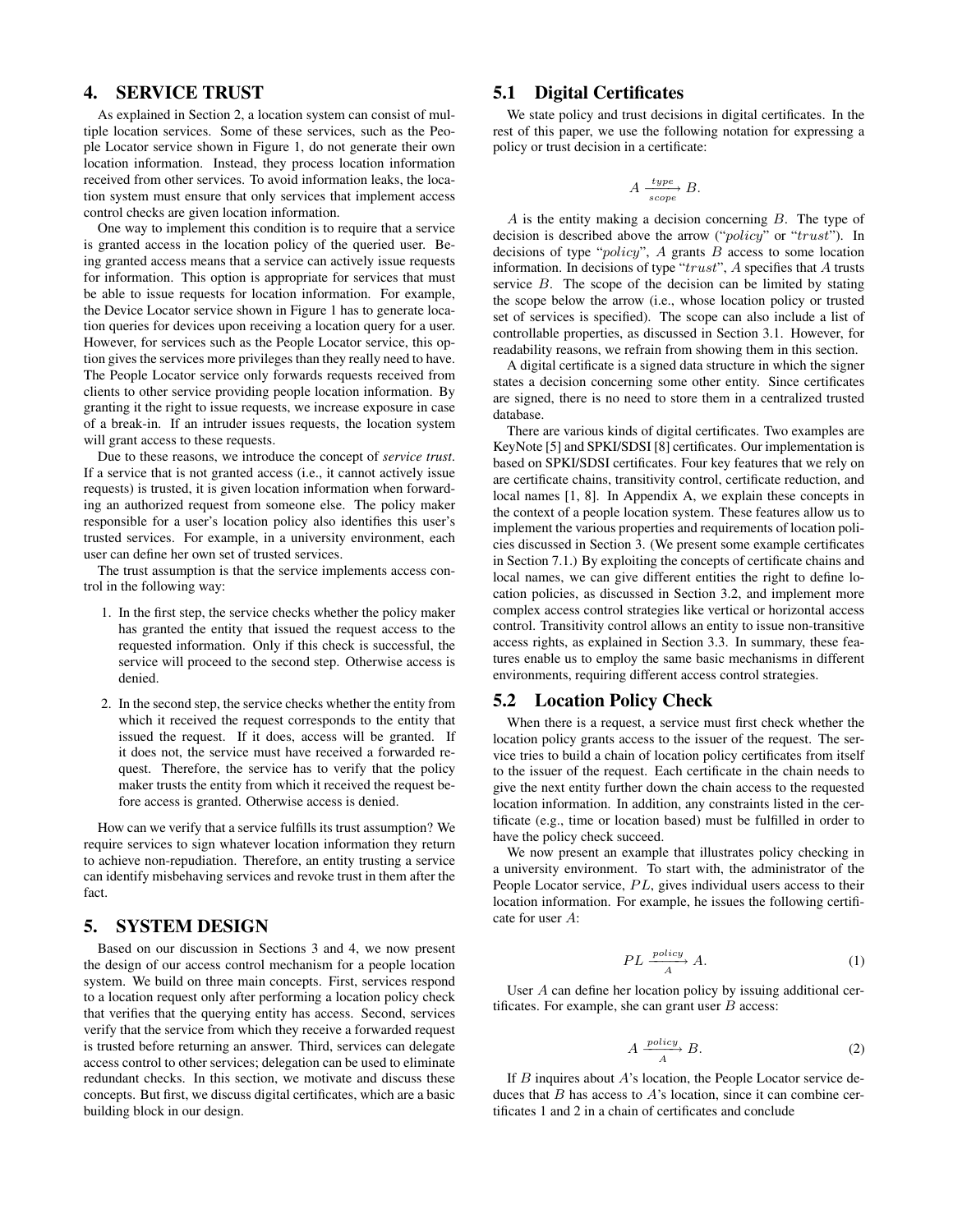## 4. SERVICE TRUST

As explained in Section 2, a location system can consist of multiple location services. Some of these services, such as the People Locator service shown in Figure 1, do not generate their own location information. Instead, they process location information received from other services. To avoid information leaks, the location system must ensure that only services that implement access control checks are given location information.

One way to implement this condition is to require that a service is granted access in the location policy of the queried user. Being granted access means that a service can actively issue requests for information. This option is appropriate for services that must be able to issue requests for location information. For example, the Device Locator service shown in Figure 1 has to generate location queries for devices upon receiving a location query for a user. However, for services such as the People Locator service, this option gives the services more privileges than they really need to have. The People Locator service only forwards requests received from clients to other service providing people location information. By granting it the right to issue requests, we increase exposure in case of a break-in. If an intruder issues requests, the location system will grant access to these requests.

Due to these reasons, we introduce the concept of *service trust*. If a service that is not granted access (i.e., it cannot actively issue requests) is trusted, it is given location information when forwarding an authorized request from someone else. The policy maker responsible for a user's location policy also identifies this user's trusted services. For example, in a university environment, each user can define her own set of trusted services.

The trust assumption is that the service implements access control in the following way:

1. In the first step, the service checks whether the policy maker has granted the entity that issued the request access to the requested information. Only if this check is successful, the service will proceed to the second step. Otherwise access is denied.
2. In the second step, the service checks whether the entity from which it received the request corresponds to the entity that issued the request. If it does, access will be granted. If it does not, the service must have received a forwarded request. Therefore, the service has to verify that the policy maker trusts the entity from which it received the request before access is granted. Otherwise access is denied.

How can we verify that a service fulfills its trust assumption? We require services to sign whatever location information they return to achieve non-repudiation. Therefore, an entity trusting a service can identify misbehaving services and revoke trust in them after the fact.

## 5. SYSTEM DESIGN

Based on our discussion in Sections 3 and 4, we now present the design of our access control mechanism for a people location system. We build on three main concepts. First, services respond to a location request only after performing a location policy check that verifies that the querying entity has access. Second, services verify that the service from which they receive a forwarded request is trusted before returning an answer. Third, services can delegate access control to other services; delegation can be used to eliminate redundant checks. In this section, we motivate and discuss these concepts. But first, we discuss digital certificates, which are a basic building block in our design.

### 5.1 Digital Certificates

We state policy and trust decisions in digital certificates. In the rest of this paper, we use the following notation for expressing a policy or trust decision in a certificate:

$$A \xrightarrow[scope]{type} B.$$

$A$ is the entity making a decision concerning $B$. The type of decision is described above the arrow ("$policy$" or "$trust$"). In decisions of type "$policy$", $A$ grants $B$ access to some location information. In decisions of type "$trust$", $A$ specifies that $A$ trusts service $B$. The scope of the decision can be limited by stating the scope below the arrow (i.e., whose location policy or trusted set of services is specified). The scope can also include a list of controllable properties, as discussed in Section 3.1. However, for readability reasons, we refrain from showing them in this section.

A digital certificate is a signed data structure in which the signer states a decision concerning some other entity. Since certificates are signed, there is no need to store them in a centralized trusted database.

There are various kinds of digital certificates. Two examples are KeyNote [5] and SPKI/SDSI [8] certificates. Our implementation is based on SPKI/SDSI certificates. Four key features that we rely on are certificate chains, transitivity control, certificate reduction, and local names [1, 8]. In Appendix A, we explain these concepts in the context of a people location system. These features allow us to implement the various properties and requirements of location policies discussed in Section 3. (We present some example certificates in Section 7.1.) By exploiting the concepts of certificate chains and local names, we can give different entities the right to define location policies, as discussed in Section 3.2, and implement more complex access control strategies like vertical or horizontal access control. Transitivity control allows an entity to issue non-transitive access rights, as explained in Section 3.3. In summary, these features enable us to employ the same basic mechanisms in different environments, requiring different access control strategies.

### 5.2 Location Policy Check

When there is a request, a service must first check whether the location policy grants access to the issuer of the request. The service tries to build a chain of location policy certificates from itself to the issuer of the request. Each certificate in the chain needs to give the next entity further down the chain access to the requested location information. In addition, any constraints listed in the certificate (e.g., time or location based) must be fulfilled in order to have the policy check succeed.

We now present an example that illustrates policy checking in a university environment. To start with, the administrator of the People Locator service, $PL$, gives individual users access to their location information. For example, he issues the following certificate for user $A$:

$$PL \xrightarrow[A]{policy} A. \tag{1}$$

User $A$ can define her location policy by issuing additional certificates. For example, she can grant user $B$ access:

$$A \xrightarrow[A]{policy} B. \tag{2}$$

If $B$ inquires about $A$'s location, the People Locator service deduces that $B$ has access to $A$'s location, since it can combine certificates 1 and 2 in a chain of certificates and conclude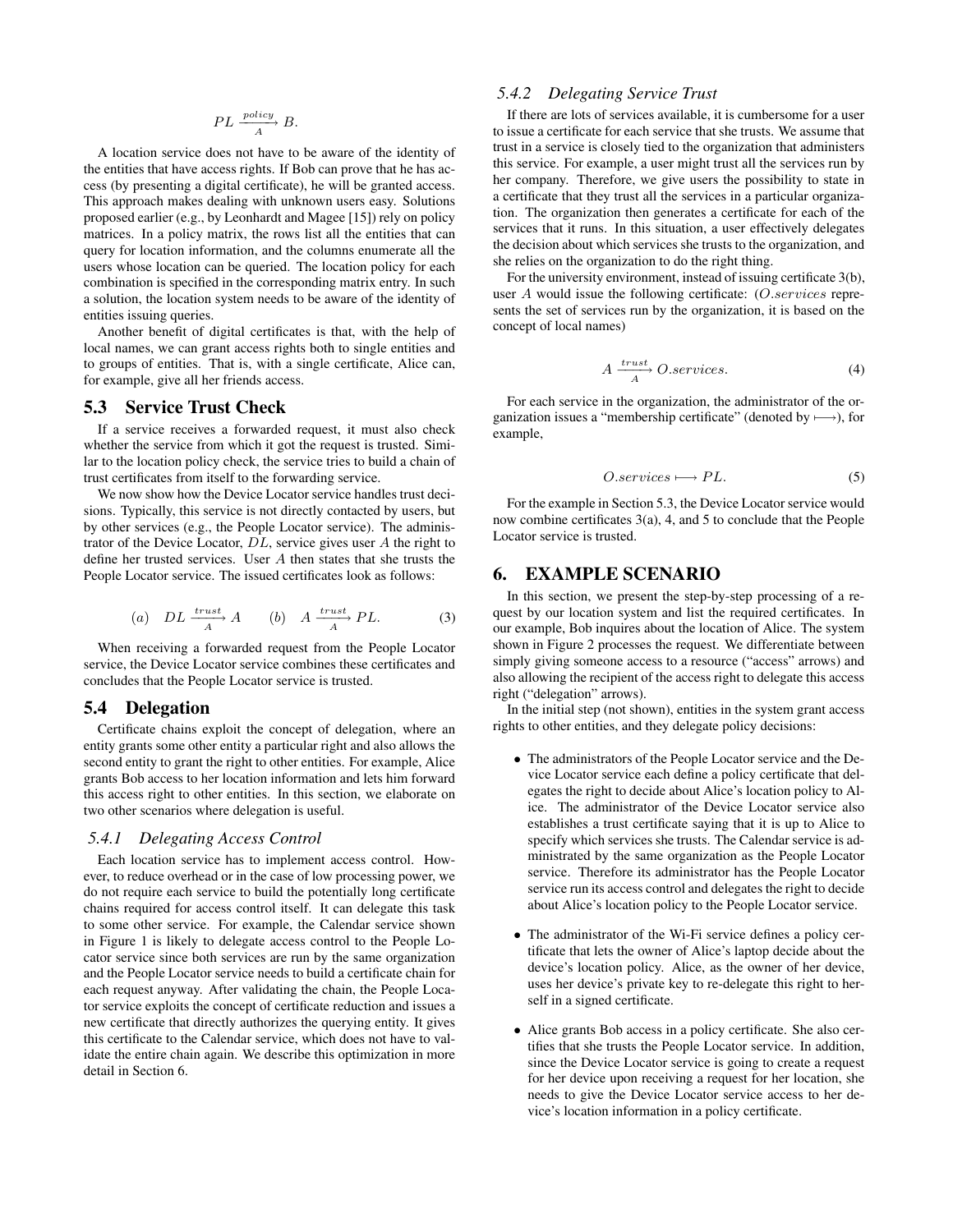$$PL \xrightarrow[A]{policy} B.$$

A location service does not have to be aware of the identity of the entities that have access rights. If Bob can prove that he has access (by presenting a digital certificate), he will be granted access. This approach makes dealing with unknown users easy. Solutions proposed earlier (e.g., by Leonhardt and Magee [15]) rely on policy matrices. In a policy matrix, the rows list all the entities that can query for location information, and the columns enumerate all the users whose location can be queried. The location policy for each combination is specified in the corresponding matrix entry. In such a solution, the location system needs to be aware of the identity of entities issuing queries.

Another benefit of digital certificates is that, with the help of local names, we can grant access rights both to single entities and to groups of entities. That is, with a single certificate, Alice can, for example, give all her friends access.

## 5.3 Service Trust Check

If a service receives a forwarded request, it must also check whether the service from which it got the request is trusted. Similar to the location policy check, the service tries to build a chain of trust certificates from itself to the forwarding service.

We now show how the Device Locator service handles trust decisions. Typically, this service is not directly contacted by users, but by other services (e.g., the People Locator service). The administrator of the Device Locator, $DL$, service gives user $A$ the right to define her trusted services. User $A$ then states that she trusts the People Locator service. The issued certificates look as follows:

$$(a) \quad DL \xrightarrow[A]{trust} A \qquad (b) \quad A \xrightarrow[A]{trust} PL. \tag{3}$$

When receiving a forwarded request from the People Locator service, the Device Locator service combines these certificates and concludes that the People Locator service is trusted.

## 5.4 Delegation

Certificate chains exploit the concept of delegation, where an entity grants some other entity a particular right and also allows the second entity to grant the right to other entities. For example, Alice grants Bob access to her location information and lets him forward this access right to other entities. In this section, we elaborate on two other scenarios where delegation is useful.

### 5.4.1 Delegating Access Control

Each location service has to implement access control. However, to reduce overhead or in the case of low processing power, we do not require each service to build the potentially long certificate chains required for access control itself. It can delegate this task to some other service. For example, the Calendar service shown in Figure 1 is likely to delegate access control to the People Locator service since both services are run by the same organization and the People Locator service needs to build a certificate chain for each request anyway. After validating the chain, the People Locator service exploits the concept of certificate reduction and issues a new certificate that directly authorizes the querying entity. It gives this certificate to the Calendar service, which does not have to validate the entire chain again. We describe this optimization in more detail in Section 6.

### 5.4.2 Delegating Service Trust

If there are lots of services available, it is cumbersome for a user to issue a certificate for each service that she trusts. We assume that trust in a service is closely tied to the organization that administers this service. For example, a user might trust all the services run by her company. Therefore, we give users the possibility to state in a certificate that they trust all the services in a particular organization. The organization then generates a certificate for each of the services that it runs. In this situation, a user effectively delegates the decision about which services she trusts to the organization, and she relies on the organization to do the right thing.

For the university environment, instead of issuing certificate 3(b), user $A$ would issue the following certificate: ($O.services$ represents the set of services run by the organization, it is based on the concept of local names)

$$A \xrightarrow[A]{trust} O.services. \tag{4}$$

For each service in the organization, the administrator of the organization issues a "membership certificate" (denoted by $\longmapsto$), for example,

$$O.services \longmapsto PL. \tag{5}$$

For the example in Section 5.3, the Device Locator service would now combine certificates 3(a), 4, and 5 to conclude that the People Locator service is trusted.

# 6. EXAMPLE SCENARIO

In this section, we present the step-by-step processing of a request by our location system and list the required certificates. In our example, Bob inquires about the location of Alice. The system shown in Figure 2 processes the request. We differentiate between simply giving someone access to a resource ("access" arrows) and also allowing the recipient of the access right to delegate this access right ("delegation" arrows).

In the initial step (not shown), entities in the system grant access rights to other entities, and they delegate policy decisions:

- The administrators of the People Locator service and the Device Locator service each define a policy certificate that delegates the right to decide about Alice's location policy to Alice. The administrator of the Device Locator service also establishes a trust certificate saying that it is up to Alice to specify which services she trusts. The Calendar service is administrated by the same organization as the People Locator service. Therefore its administrator has the People Locator service run its access control and delegates the right to decide about Alice's location policy to the People Locator service.

- The administrator of the Wi-Fi service defines a policy certificate that lets the owner of Alice's laptop decide about the device's location policy. Alice, as the owner of her device, uses her device's private key to re-delegate this right to herself in a signed certificate.

- Alice grants Bob access in a policy certificate. She also certifies that she trusts the People Locator service. In addition, since the Device Locator service is going to create a request for her device upon receiving a request for her location, she needs to give the Device Locator service access to her device's location information in a policy certificate.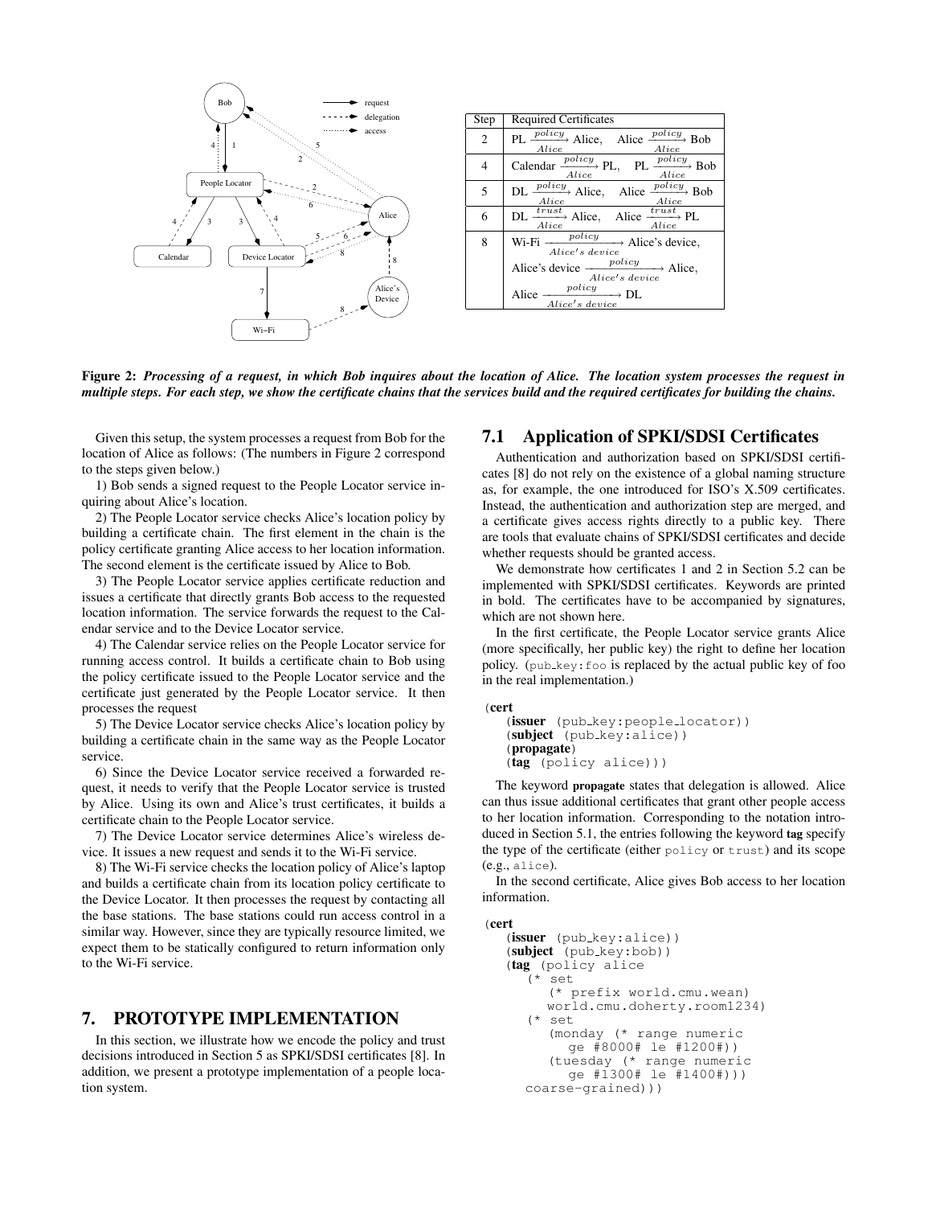| Step | Required Certificates |
|---|---|
| 2 | PL $\xrightarrow[Alice]{policy}$ Alice, Alice $\xrightarrow[Alice]{policy}$ Bob |
| 4 | Calendar $\xrightarrow[Alice]{policy}$ PL, PL $\xrightarrow[Alice]{policy}$ Bob |
| 5 | DL $\xrightarrow[Alice]{policy}$ Alice, Alice $\xrightarrow[Alice]{policy}$ Bob |
| 6 | DL $\xrightarrow[Alice]{trust}$ Alice, Alice $\xrightarrow[Alice]{trust}$ PL |
| 8 | Wi-Fi $\xrightarrow[Alice's\ device]{policy}$ Alice's device, Alice's device $\xrightarrow[Alice's\ device]{policy}$ Alice, Alice $\xrightarrow[Alice's\ device]{policy}$ DL |

**Figure 2:** ***Processing of a request, in which Bob inquires about the location of Alice. The location system processes the request in multiple steps. For each step, we show the certificate chains that the services build and the required certificates for building the chains.***

Given this setup, the system processes a request from Bob for the location of Alice as follows: (The numbers in Figure 2 correspond to the steps given below.)

1) Bob sends a signed request to the People Locator service inquiring about Alice's location.

2) The People Locator service checks Alice's location policy by building a certificate chain. The first element in the chain is the policy certificate granting Alice access to her location information. The second element is the certificate issued by Alice to Bob.

3) The People Locator service applies certificate reduction and issues a certificate that directly grants Bob access to the requested location information. The service forwards the request to the Calendar service and to the Device Locator service.

4) The Calendar service relies on the People Locator service for running access control. It builds a certificate chain to Bob using the policy certificate issued to the People Locator service and the certificate just generated by the People Locator service. It then processes the request

5) The Device Locator service checks Alice's location policy by building a certificate chain in the same way as the People Locator service.

6) Since the Device Locator service received a forwarded request, it needs to verify that the People Locator service is trusted by Alice. Using its own and Alice's trust certificates, it builds a certificate chain to the People Locator service.

7) The Device Locator service determines Alice's wireless device. It issues a new request and sends it to the Wi-Fi service.

8) The Wi-Fi service checks the location policy of Alice's laptop and builds a certificate chain from its location policy certificate to the Device Locator. It then processes the request by contacting all the base stations. The base stations could run access control in a similar way. However, since they are typically resource limited, we expect them to be statically configured to return information only to the Wi-Fi service.

# 7. PROTOTYPE IMPLEMENTATION

In this section, we illustrate how we encode the policy and trust decisions introduced in Section 5 as SPKI/SDSI certificates [8]. In addition, we present a prototype implementation of a people location system.

## 7.1 Application of SPKI/SDSI Certificates

Authentication and authorization based on SPKI/SDSI certificates [8] do not rely on the existence of a global naming structure as, for example, the one introduced for ISO's X.509 certificates. Instead, the authentication and authorization step are merged, and a certificate gives access rights directly to a public key. There are tools that evaluate chains of SPKI/SDSI certificates and decide whether requests should be granted access.

We demonstrate how certificates 1 and 2 in Section 5.2 can be implemented with SPKI/SDSI certificates. Keywords are printed in bold. The certificates have to be accompanied by signatures, which are not shown here.

In the first certificate, the People Locator service grants Alice (more specifically, her public key) the right to define her location policy. (pub_key:foo is replaced by the actual public key of foo in the real implementation.)

```
(cert
   (issuer (pub_key:people_locator))
   (subject (pub_key:alice))
   (propagate)
   (tag (policy alice)))
```

The keyword **propagate** states that delegation is allowed. Alice can thus issue additional certificates that grant other people access to her location information. Corresponding to the notation introduced in Section 5.1, the entries following the keyword **tag** specify the type of the certificate (either policy or trust) and its scope (e.g., alice).

In the second certificate, Alice gives Bob access to her location information.

```
(cert
   (issuer (pub_key:alice))
   (subject (pub_key:bob))
   (tag (policy alice
      (* set
         (* prefix world.cmu.wean)
         world.cmu.doherty.room1234)
      (* set
         (monday (* range numeric
            ge #8000# le #1200#))
         (tuesday (* range numeric
            ge #1300# le #1400#)))
      coarse-grained)))
```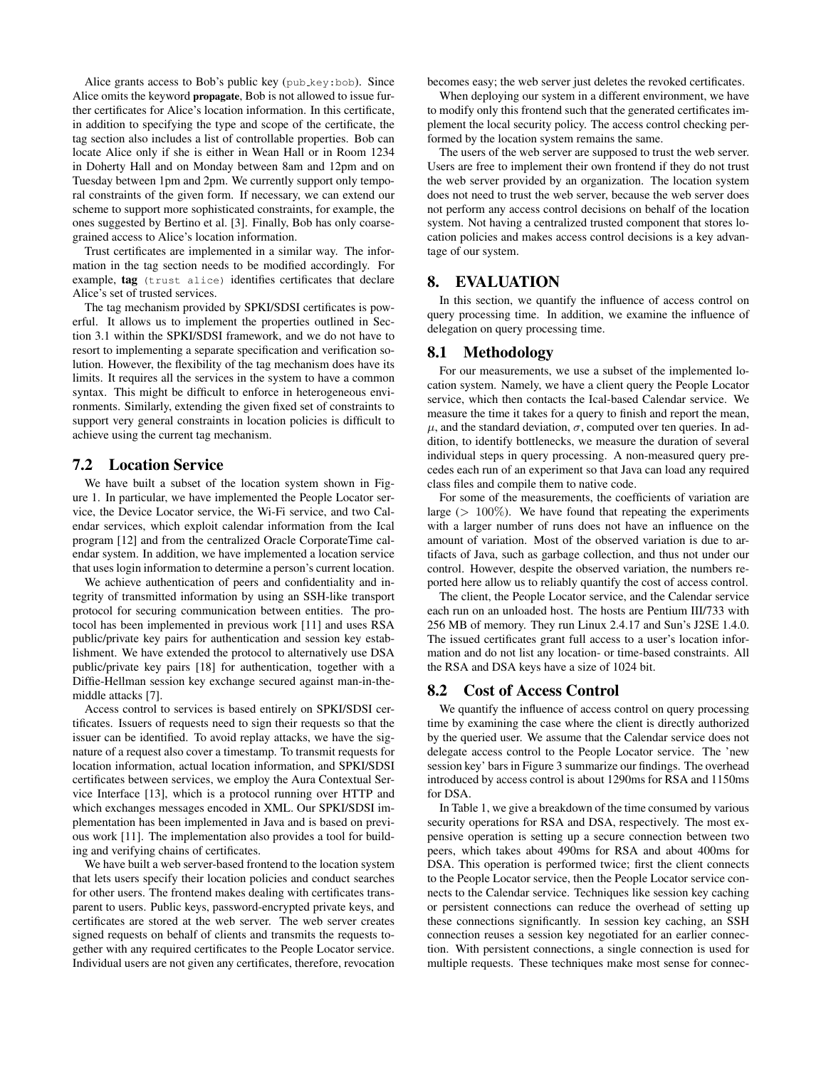Alice grants access to Bob's public key (pub_key:bob). Since Alice omits the keyword **propagate**, Bob is not allowed to issue further certificates for Alice's location information. In this certificate, in addition to specifying the type and scope of the certificate, the tag section also includes a list of controllable properties. Bob can locate Alice only if she is either in Wean Hall or in Room 1234 in Doherty Hall and on Monday between 8am and 12pm and on Tuesday between 1pm and 2pm. We currently support only temporal constraints of the given form. If necessary, we can extend our scheme to support more sophisticated constraints, for example, the ones suggested by Bertino et al. [3]. Finally, Bob has only coarse-grained access to Alice's location information.

Trust certificates are implemented in a similar way. The information in the tag section needs to be modified accordingly. For example, **tag** (trust alice) identifies certificates that declare Alice's set of trusted services.

The tag mechanism provided by SPKI/SDSI certificates is powerful. It allows us to implement the properties outlined in Section 3.1 within the SPKI/SDSI framework, and we do not have to resort to implementing a separate specification and verification solution. However, the flexibility of the tag mechanism does have its limits. It requires all the services in the system to have a common syntax. This might be difficult to enforce in heterogeneous environments. Similarly, extending the given fixed set of constraints to support very general constraints in location policies is difficult to achieve using the current tag mechanism.

## 7.2 Location Service

We have built a subset of the location system shown in Figure 1. In particular, we have implemented the People Locator service, the Device Locator service, the Wi-Fi service, and two Calendar services, which exploit calendar information from the Ical program [12] and from the centralized Oracle CorporateTime calendar system. In addition, we have implemented a location service that uses login information to determine a person's current location.

We achieve authentication of peers and confidentiality and integrity of transmitted information by using an SSH-like transport protocol for securing communication between entities. The protocol has been implemented in previous work [11] and uses RSA public/private key pairs for authentication and session key establishment. We have extended the protocol to alternatively use DSA public/private key pairs [18] for authentication, together with a Diffie-Hellman session key exchange secured against man-in-the-middle attacks [7].

Access control to services is based entirely on SPKI/SDSI certificates. Issuers of requests need to sign their requests so that the issuer can be identified. To avoid replay attacks, we have the signature of a request also cover a timestamp. To transmit requests for location information, actual location information, and SPKI/SDSI certificates between services, we employ the Aura Contextual Service Interface [13], which is a protocol running over HTTP and which exchanges messages encoded in XML. Our SPKI/SDSI implementation has been implemented in Java and is based on previous work [11]. The implementation also provides a tool for building and verifying chains of certificates.

We have built a web server-based frontend to the location system that lets users specify their location policies and conduct searches for other users. The frontend makes dealing with certificates transparent to users. Public keys, password-encrypted private keys, and certificates are stored at the web server. The web server creates signed requests on behalf of clients and transmits the requests together with any required certificates to the People Locator service. Individual users are not given any certificates, therefore, revocation becomes easy; the web server just deletes the revoked certificates.

When deploying our system in a different environment, we have to modify only this frontend such that the generated certificates implement the local security policy. The access control checking performed by the location system remains the same.

The users of the web server are supposed to trust the web server. Users are free to implement their own frontend if they do not trust the web server provided by an organization. The location system does not need to trust the web server, because the web server does not perform any access control decisions on behalf of the location system. Not having a centralized trusted component that stores location policies and makes access control decisions is a key advantage of our system.

# 8. EVALUATION

In this section, we quantify the influence of access control on query processing time. In addition, we examine the influence of delegation on query processing time.

## 8.1 Methodology

For our measurements, we use a subset of the implemented location system. Namely, we have a client query the People Locator service, which then contacts the Ical-based Calendar service. We measure the time it takes for a query to finish and report the mean, $\mu$, and the standard deviation, $\sigma$, computed over ten queries. In addition, to identify bottlenecks, we measure the duration of several individual steps in query processing. A non-measured query precedes each run of an experiment so that Java can load any required class files and compile them to native code.

For some of the measurements, the coefficients of variation are large ($> 100\%$). We have found that repeating the experiments with a larger number of runs does not have an influence on the amount of variation. Most of the observed variation is due to artifacts of Java, such as garbage collection, and thus not under our control. However, despite the observed variation, the numbers reported here allow us to reliably quantify the cost of access control.

The client, the People Locator service, and the Calendar service each run on an unloaded host. The hosts are Pentium III/733 with 256 MB of memory. They run Linux 2.4.17 and Sun's J2SE 1.4.0. The issued certificates grant full access to a user's location information and do not list any location- or time-based constraints. All the RSA and DSA keys have a size of 1024 bit.

## 8.2 Cost of Access Control

We quantify the influence of access control on query processing time by examining the case where the client is directly authorized by the queried user. We assume that the Calendar service does not delegate access control to the People Locator service. The 'new session key' bars in Figure 3 summarize our findings. The overhead introduced by access control is about 1290ms for RSA and 1150ms for DSA.

In Table 1, we give a breakdown of the time consumed by various security operations for RSA and DSA, respectively. The most expensive operation is setting up a secure connection between two peers, which takes about 490ms for RSA and about 400ms for DSA. This operation is performed twice; first the client connects to the People Locator service, then the People Locator service connects to the Calendar service. Techniques like session key caching or persistent connections can reduce the overhead of setting up these connections significantly. In session key caching, an SSH connection reuses a session key negotiated for an earlier connection. With persistent connections, a single connection is used for multiple requests. These techniques make most sense for connec-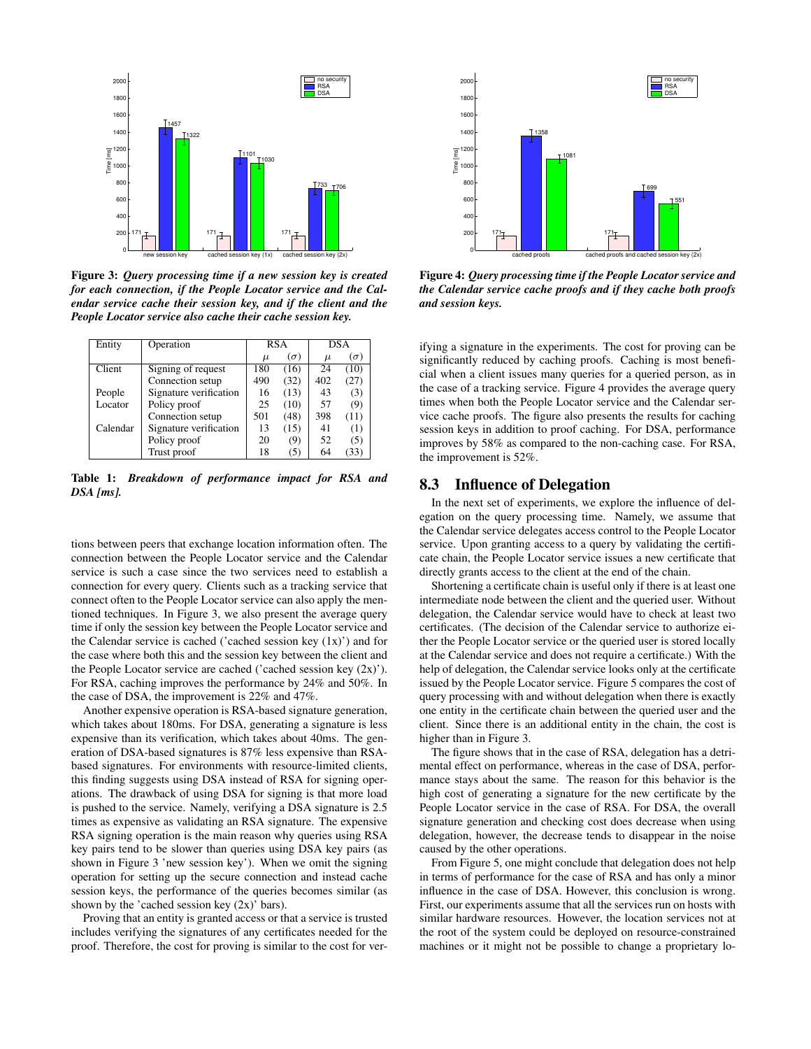2000
1800
1600
1400
1200
1000
800
600
400
200
0

Time [ms]

no security
RSA
DSA

171
1457
1322
171
1101
1030
171
733
706

new session key
cached session key (1x)
cached session key (2x)

**Figure 3:** ***Query processing time if a new session key is created for each connection, if the People Locator service and the Calendar service cache their session key, and if the client and the People Locator service also cache their cache session key.***

| Entity | Operation | RSA | | DSA | |
|---|---|---|---|---|---|
| | | $\mu$ | $(\sigma)$ | $\mu$ | $(\sigma)$ |
| Client | Signing of request | 180 | (16) | 24 | (10) |
| | Connection setup | 490 | (32) | 402 | (27) |
| People | Signature verification | 16 | (13) | 43 | (3) |
| Locator | Policy proof | 25 | (10) | 57 | (9) |
| | Connection setup | 501 | (48) | 398 | (11) |
| Calendar | Signature verification | 13 | (15) | 41 | (1) |
| | Policy proof | 20 | (9) | 52 | (5) |
| | Trust proof | 18 | (5) | 64 | (33) |

**Table 1:** ***Breakdown of performance impact for RSA and DSA [ms].***

tions between peers that exchange location information often. The connection between the People Locator service and the Calendar service is such a case since the two services need to establish a connection for every query. Clients such as a tracking service that connect often to the People Locator service can also apply the mentioned techniques. In Figure 3, we also present the average query time if only the session key between the People Locator service and the Calendar service is cached ('cached session key (1x)') and for the case where both this and the session key between the client and the People Locator service are cached ('cached session key (2x)'). For RSA, caching improves the performance by 24% and 50%. In the case of DSA, the improvement is 22% and 47%.

Another expensive operation is RSA-based signature generation, which takes about 180ms. For DSA, generating a signature is less expensive than its verification, which takes about 40ms. The generation of DSA-based signatures is 87% less expensive than RSA-based signatures. For environments with resource-limited clients, this finding suggests using DSA instead of RSA for signing operations. The drawback of using DSA for signing is that more load is pushed to the service. Namely, verifying a DSA signature is 2.5 times as expensive as validating an RSA signature. The expensive RSA signing operation is the main reason why queries using RSA key pairs tend to be slower than queries using DSA key pairs (as shown in Figure 3 'new session key'). When we omit the signing operation for setting up the secure connection and instead cache session keys, the performance of the queries becomes similar (as shown by the 'cached session key (2x)' bars).

Proving that an entity is granted access or that a service is trusted includes verifying the signatures of any certificates needed for the proof. Therefore, the cost for proving is similar to the cost for verifying a signature in the experiments. The cost for proving can be significantly reduced by caching proofs. Caching is most beneficial when a client issues many queries for a queried person, as in the case of a tracking service. Figure 4 provides the average query times when both the People Locator service and the Calendar service cache proofs. The figure also presents the results for caching session keys in addition to proof caching. For DSA, performance improves by 58% as compared to the non-caching case. For RSA, the improvement is 52%.

2000
1800
1600
1400
1200
1000
800
600
400
200
0

Time [ms]

no security
RSA
DSA

171
1358
1081
171
699
551

cached proofs
cached proofs and cached session key (2x)

**Figure 4:** ***Query processing time if the People Locator service and the Calendar service cache proofs and if they cache both proofs and session keys.***

## 8.3 Influence of Delegation

In the next set of experiments, we explore the influence of delegation on the query processing time. Namely, we assume that the Calendar service delegates access control to the People Locator service. Upon granting access to a query by validating the certificate chain, the People Locator service issues a new certificate that directly grants access to the client at the end of the chain.

Shortening a certificate chain is useful only if there is at least one intermediate node between the client and the queried user. Without delegation, the Calendar service would have to check at least two certificates. (The decision of the Calendar service to authorize either the People Locator service or the queried user is stored locally at the Calendar service and does not require a certificate.) With the help of delegation, the Calendar service looks only at the certificate issued by the People Locator service. Figure 5 compares the cost of query processing with and without delegation when there is exactly one entity in the certificate chain between the queried user and the client. Since there is an additional entity in the chain, the cost is higher than in Figure 3.

The figure shows that in the case of RSA, delegation has a detrimental effect on performance, whereas in the case of DSA, performance stays about the same. The reason for this behavior is the high cost of generating a signature for the new certificate by the People Locator service in the case of RSA. For DSA, the overall signature generation and checking cost does decrease when using delegation, however, the decrease tends to disappear in the noise caused by the other operations.

From Figure 5, one might conclude that delegation does not help in terms of performance for the case of RSA and has only a minor influence in the case of DSA. However, this conclusion is wrong. First, our experiments assume that all the services run on hosts with similar hardware resources. However, the location services not at the root of the system could be deployed on resource-constrained machines or it might not be possible to change a proprietary lo-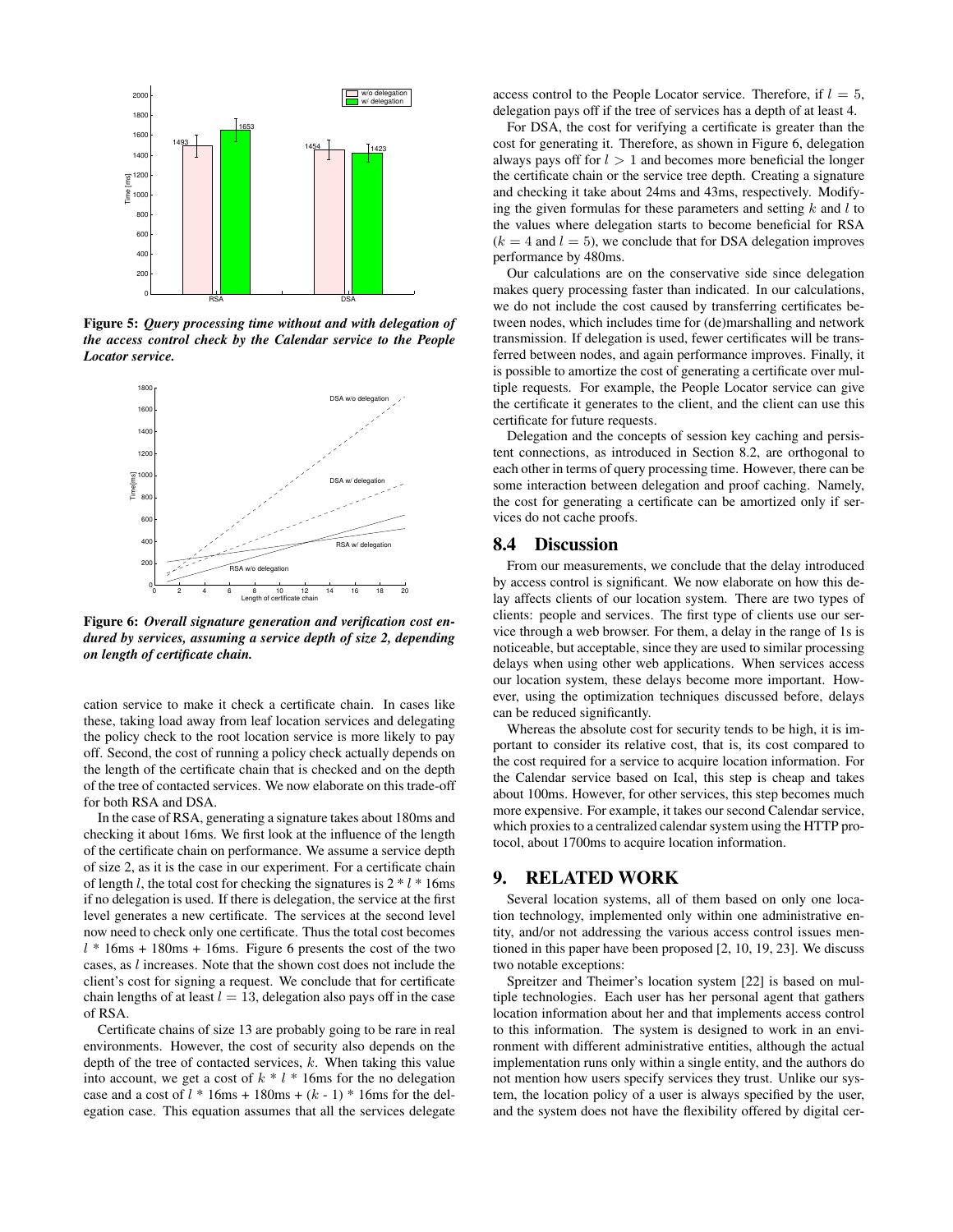2000
1800
1600
1400
1200
1000
800
600
400
200
0
Time [ms]
w/o delegation
w/ delegation
1493
1653
1454
1423
RSA
DSA

**Figure 5:** ***Query processing time without and with delegation of the access control check by the Calendar service to the People Locator service.***

1800
1600
1400
1200
1000
800
600
400
200
0
Time[ms]
0 2 4 6 8 10 12 14 16 18 20
Length of certificate chain
DSA w/o delegation
DSA w/ delegation
RSA w/ delegation
RSA w/o delegation

**Figure 6:** ***Overall signature generation and verification cost endured by services, assuming a service depth of size 2, depending on length of certificate chain.***

cation service to make it check a certificate chain. In cases like these, taking load away from leaf location services and delegating the policy check to the root location service is more likely to pay off. Second, the cost of running a policy check actually depends on the length of the certificate chain that is checked and on the depth of the tree of contacted services. We now elaborate on this trade-off for both RSA and DSA.

In the case of RSA, generating a signature takes about 180ms and checking it about 16ms. We first look at the influence of the length of the certificate chain on performance. We assume a service depth of size 2, as it is the case in our experiment. For a certificate chain of length $l$, the total cost for checking the signatures is 2 * $l$ * 16ms if no delegation is used. If there is delegation, the service at the first level generates a new certificate. The services at the second level now need to check only one certificate. Thus the total cost becomes $l$ * 16ms + 180ms + 16ms. Figure 6 presents the cost of the two cases, as $l$ increases. Note that the shown cost does not include the client's cost for signing a request. We conclude that for certificate chain lengths of at least $l = 13$, delegation also pays off in the case of RSA.

Certificate chains of size 13 are probably going to be rare in real environments. However, the cost of security also depends on the depth of the tree of contacted services, $k$. When taking this value into account, we get a cost of $k$ * $l$ * 16ms for the no delegation case and a cost of $l$ * 16ms + 180ms + ($k$ - 1) * 16ms for the delegation case. This equation assumes that all the services delegate access control to the People Locator service. Therefore, if $l = 5$, delegation pays off if the tree of services has a depth of at least 4.

For DSA, the cost for verifying a certificate is greater than the cost for generating it. Therefore, as shown in Figure 6, delegation always pays off for $l > 1$ and becomes more beneficial the longer the certificate chain or the service tree depth. Creating a signature and checking it take about 24ms and 43ms, respectively. Modifying the given formulas for these parameters and setting $k$ and $l$ to the values where delegation starts to become beneficial for RSA ($k = 4$ and $l = 5$), we conclude that for DSA delegation improves performance by 480ms.

Our calculations are on the conservative side since delegation makes query processing faster than indicated. In our calculations, we do not include the cost caused by transferring certificates between nodes, which includes time for (de)marshalling and network transmission. If delegation is used, fewer certificates will be transferred between nodes, and again performance improves. Finally, it is possible to amortize the cost of generating a certificate over multiple requests. For example, the People Locator service can give the certificate it generates to the client, and the client can use this certificate for future requests.

Delegation and the concepts of session key caching and persistent connections, as introduced in Section 8.2, are orthogonal to each other in terms of query processing time. However, there can be some interaction between delegation and proof caching. Namely, the cost for generating a certificate can be amortized only if services do not cache proofs.

## 8.4 Discussion

From our measurements, we conclude that the delay introduced by access control is significant. We now elaborate on how this delay affects clients of our location system. There are two types of clients: people and services. The first type of clients use our service through a web browser. For them, a delay in the range of 1s is noticeable, but acceptable, since they are used to similar processing delays when using other web applications. When services access our location system, these delays become more important. However, using the optimization techniques discussed before, delays can be reduced significantly.

Whereas the absolute cost for security tends to be high, it is important to consider its relative cost, that is, its cost compared to the cost required for a service to acquire location information. For the Calendar service based on Ical, this step is cheap and takes about 100ms. However, for other services, this step becomes much more expensive. For example, it takes our second Calendar service, which proxies to a centralized calendar system using the HTTP protocol, about 1700ms to acquire location information.

# 9. RELATED WORK

Several location systems, all of them based on only one location technology, implemented only within one administrative entity, and/or not addressing the various access control issues mentioned in this paper have been proposed [2, 10, 19, 23]. We discuss two notable exceptions:

Spreitzer and Theimer's location system [22] is based on multiple technologies. Each user has her personal agent that gathers location information about her and that implements access control to this information. The system is designed to work in an environment with different administrative entities, although the actual implementation runs only within a single entity, and the authors do not mention how users specify services they trust. Unlike our system, the location policy of a user is always specified by the user, and the system does not have the flexibility offered by digital cer-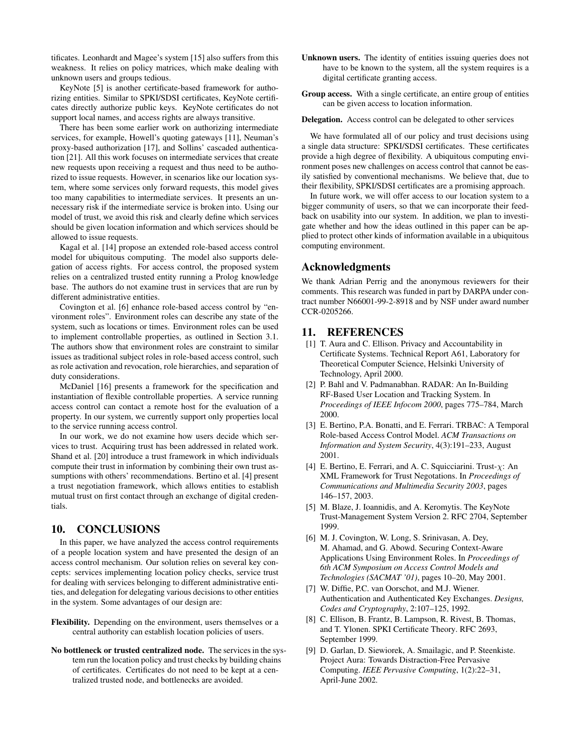tificates. Leonhardt and Magee's system [15] also suffers from this weakness. It relies on policy matrices, which make dealing with unknown users and groups tedious.

KeyNote [5] is another certificate-based framework for authorizing entities. Similar to SPKI/SDSI certificates, KeyNote certificates directly authorize public keys. KeyNote certificates do not support local names, and access rights are always transitive.

There has been some earlier work on authorizing intermediate services, for example, Howell's quoting gateways [11], Neuman's proxy-based authorization [17], and Sollins' cascaded authentication [21]. All this work focuses on intermediate services that create new requests upon receiving a request and thus need to be authorized to issue requests. However, in scenarios like our location system, where some services only forward requests, this model gives too many capabilities to intermediate services. It presents an unnecessary risk if the intermediate service is broken into. Using our model of trust, we avoid this risk and clearly define which services should be given location information and which services should be allowed to issue requests.

Kagal et al. [14] propose an extended role-based access control model for ubiquitous computing. The model also supports delegation of access rights. For access control, the proposed system relies on a centralized trusted entity running a Prolog knowledge base. The authors do not examine trust in services that are run by different administrative entities.

Covington et al. [6] enhance role-based access control by "environment roles". Environment roles can describe any state of the system, such as locations or times. Environment roles can be used to implement controllable properties, as outlined in Section 3.1. The authors show that environment roles are constraint to similar issues as traditional subject roles in role-based access control, such as role activation and revocation, role hierarchies, and separation of duty considerations.

McDaniel [16] presents a framework for the specification and instantiation of flexible controllable properties. A service running access control can contact a remote host for the evaluation of a property. In our system, we currently support only properties local to the service running access control.

In our work, we do not examine how users decide which services to trust. Acquiring trust has been addressed in related work. Shand et al. [20] introduce a trust framework in which individuals compute their trust in information by combining their own trust assumptions with others' recommendations. Bertino et al. [4] present a trust negotiation framework, which allows entities to establish mutual trust on first contact through an exchange of digital credentials.

## 10. CONCLUSIONS

In this paper, we have analyzed the access control requirements of a people location system and have presented the design of an access control mechanism. Our solution relies on several key concepts: services implementing location policy checks, service trust for dealing with services belonging to different administrative entities, and delegation for delegating various decisions to other entities in the system. Some advantages of our design are:

**Flexibility.** Depending on the environment, users themselves or a central authority can establish location policies of users.

**No bottleneck or trusted centralized node.** The services in the system run the location policy and trust checks by building chains of certificates. Certificates do not need to be kept at a centralized trusted node, and bottlenecks are avoided.

**Unknown users.** The identity of entities issuing queries does not have to be known to the system, all the system requires is a digital certificate granting access.

**Group access.** With a single certificate, an entire group of entities can be given access to location information.

**Delegation.** Access control can be delegated to other services

We have formulated all of our policy and trust decisions using a single data structure: SPKI/SDSI certificates. These certificates provide a high degree of flexibility. A ubiquitous computing environment poses new challenges on access control that cannot be easily satisfied by conventional mechanisms. We believe that, due to their flexibility, SPKI/SDSI certificates are a promising approach.

In future work, we will offer access to our location system to a bigger community of users, so that we can incorporate their feedback on usability into our system. In addition, we plan to investigate whether and how the ideas outlined in this paper can be applied to protect other kinds of information available in a ubiquitous computing environment.

## Acknowledgments

We thank Adrian Perrig and the anonymous reviewers for their comments. This research was funded in part by DARPA under contract number N66001-99-2-8918 and by NSF under award number CCR-0205266.

## 11. REFERENCES

[1] T. Aura and C. Ellison. Privacy and Accountability in Certificate Systems. Technical Report A61, Laboratory for Theoretical Computer Science, Helsinki University of Technology, April 2000.

[2] P. Bahl and V. Padmanabhan. RADAR: An In-Building RF-Based User Location and Tracking System. In *Proceedings of IEEE Infocom 2000*, pages 775–784, March 2000.

[3] E. Bertino, P.A. Bonatti, and E. Ferrari. TRBAC: A Temporal Role-based Access Control Model. *ACM Transactions on Information and System Security*, 4(3):191–233, August 2001.

[4] E. Bertino, E. Ferrari, and A. C. Squicciarini. Trust-$\chi$: An XML Framework for Trust Negotiations. In *Proceedings of Communications and Multimedia Security 2003*, pages 146–157, 2003.

[5] M. Blaze, J. Ioannidis, and A. Keromytis. The KeyNote Trust-Management System Version 2. RFC 2704, September 1999.

[6] M. J. Covington, W. Long, S. Srinivasan, A. Dey, M. Ahamad, and G. Abowd. Securing Context-Aware Applications Using Environment Roles. In *Proceedings of 6th ACM Symposium on Access Control Models and Technologies (SACMAT '01)*, pages 10–20, May 2001.

[7] W. Diffie, P.C. van Oorschot, and M.J. Wiener. Authentication and Authenticated Key Exchanges. *Designs, Codes and Cryptography*, 2:107–125, 1992.

[8] C. Ellison, B. Frantz, B. Lampson, R. Rivest, B. Thomas, and T. Ylonen. SPKI Certificate Theory. RFC 2693, September 1999.

[9] D. Garlan, D. Siewiorek, A. Smailagic, and P. Steenkiste. Project Aura: Towards Distraction-Free Pervasive Computing. *IEEE Pervasive Computing*, 1(2):22–31, April-June 2002.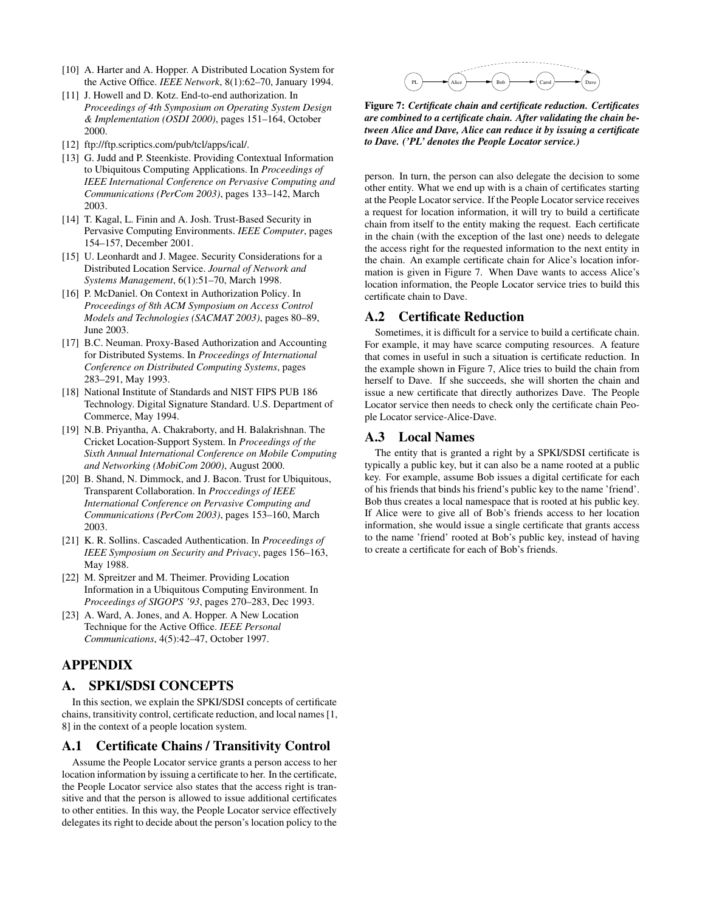[10] A. Harter and A. Hopper. A Distributed Location System for the Active Office. *IEEE Network*, 8(1):62–70, January 1994.

[11] J. Howell and D. Kotz. End-to-end authorization. In *Proceedings of 4th Symposium on Operating System Design & Implementation (OSDI 2000)*, pages 151–164, October 2000.

[12] ftp://ftp.scriptics.com/pub/tcl/apps/ical/.

[13] G. Judd and P. Steenkiste. Providing Contextual Information to Ubiquitous Computing Applications. In *Proceedings of IEEE International Conference on Pervasive Computing and Communications (PerCom 2003)*, pages 133–142, March 2003.

[14] T. Kagal, L. Finin and A. Josh. Trust-Based Security in Pervasive Computing Environments. *IEEE Computer*, pages 154–157, December 2001.

[15] U. Leonhardt and J. Magee. Security Considerations for a Distributed Location Service. *Journal of Network and Systems Management*, 6(1):51–70, March 1998.

[16] P. McDaniel. On Context in Authorization Policy. In *Proceedings of 8th ACM Symposium on Access Control Models and Technologies (SACMAT 2003)*, pages 80–89, June 2003.

[17] B.C. Neuman. Proxy-Based Authorization and Accounting for Distributed Systems. In *Proceedings of International Conference on Distributed Computing Systems*, pages 283–291, May 1993.

[18] National Institute of Standards and NIST FIPS PUB 186 Technology. Digital Signature Standard. U.S. Department of Commerce, May 1994.

[19] N.B. Priyantha, A. Chakraborty, and H. Balakrishnan. The Cricket Location-Support System. In *Proceedings of the Sixth Annual International Conference on Mobile Computing and Networking (MobiCom 2000)*, August 2000.

[20] B. Shand, N. Dimmock, and J. Bacon. Trust for Ubiquitous, Transparent Collaboration. In *Proccedings of IEEE International Conference on Pervasive Computing and Communications (PerCom 2003)*, pages 153–160, March 2003.

[21] K. R. Sollins. Cascaded Authentication. In *Proceedings of IEEE Symposium on Security and Privacy*, pages 156–163, May 1988.

[22] M. Spreitzer and M. Theimer. Providing Location Information in a Ubiquitous Computing Environment. In *Proceedings of SIGOPS '93*, pages 270–283, Dec 1993.

[23] A. Ward, A. Jones, and A. Hopper. A New Location Technique for the Active Office. *IEEE Personal Communications*, 4(5):42–47, October 1997.

# APPENDIX

## A. SPKI/SDSI CONCEPTS

In this section, we explain the SPKI/SDSI concepts of certificate chains, transitivity control, certificate reduction, and local names [1, 8] in the context of a people location system.

### A.1 Certificate Chains / Transitivity Control

Assume the People Locator service grants a person access to her location information by issuing a certificate to her. In the certificate, the People Locator service also states that the access right is transitive and that the person is allowed to issue additional certificates to other entities. In this way, the People Locator service effectively delegates its right to decide about the person's location policy to the person. In turn, the person can also delegate the decision to some other entity. What we end up with is a chain of certificates starting at the People Locator service. If the People Locator service receives a request for location information, it will try to build a certificate chain from itself to the entity making the request. Each certificate in the chain (with the exception of the last one) needs to delegate the access right for the requested information to the next entity in the chain. An example certificate chain for Alice's location information is given in Figure 7. When Dave wants to access Alice's location information, the People Locator service tries to build this certificate chain to Dave.

PL
Alice
Bob
Carol
Dave

**Figure 7:** ***Certificate chain and certificate reduction. Certificates are combined to a certificate chain. After validating the chain between Alice and Dave, Alice can reduce it by issuing a certificate to Dave. ('PL' denotes the People Locator service.)***

### A.2 Certificate Reduction

Sometimes, it is difficult for a service to build a certificate chain. For example, it may have scarce computing resources. A feature that comes in useful in such a situation is certificate reduction. In the example shown in Figure 7, Alice tries to build the chain from herself to Dave. If she succeeds, she will shorten the chain and issue a new certificate that directly authorizes Dave. The People Locator service then needs to check only the certificate chain People Locator service-Alice-Dave.

### A.3 Local Names

The entity that is granted a right by a SPKI/SDSI certificate is typically a public key, but it can also be a name rooted at a public key. For example, assume Bob issues a digital certificate for each of his friends that binds his friend's public key to the name 'friend'. Bob thus creates a local namespace that is rooted at his public key. If Alice were to give all of Bob's friends access to her location information, she would issue a single certificate that grants access to the name 'friend' rooted at Bob's public key, instead of having to create a certificate for each of Bob's friends.